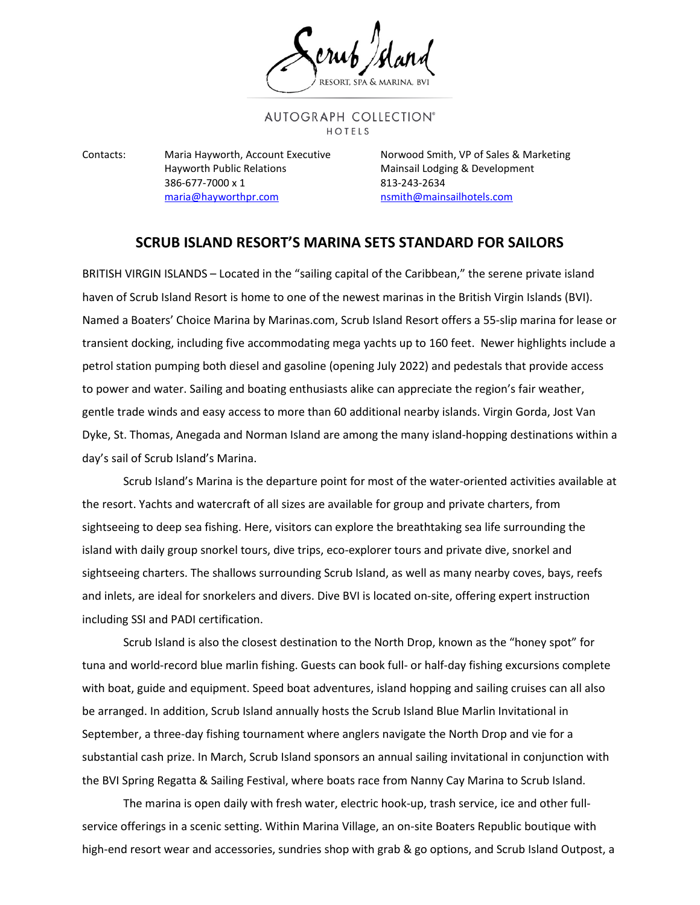Scrub Island

RESORT, SPA & MARINA, BVI

AUTOGRAPH COLLECTION® HOTELS

| Contacts: | Maria Hayworth, Account Executive | Norwood Smith, VP of Sales & Marketing |
|---|---|---|
| | Hayworth Public Relations | Mainsail Lodging & Development |
| | 386-677-7000 x 1 | 813-243-2634 |
| | maria@hayworthpr.com | nsmith@mainsailhotels.com |

## SCRUB ISLAND RESORT'S MARINA SETS STANDARD FOR SAILORS

BRITISH VIRGIN ISLANDS – Located in the "sailing capital of the Caribbean," the serene private island haven of Scrub Island Resort is home to one of the newest marinas in the British Virgin Islands (BVI). Named a Boaters' Choice Marina by Marinas.com, Scrub Island Resort offers a 55-slip marina for lease or transient docking, including five accommodating mega yachts up to 160 feet. Newer highlights include a petrol station pumping both diesel and gasoline (opening July 2022) and pedestals that provide access to power and water. Sailing and boating enthusiasts alike can appreciate the region's fair weather, gentle trade winds and easy access to more than 60 additional nearby islands. Virgin Gorda, Jost Van Dyke, St. Thomas, Anegada and Norman Island are among the many island-hopping destinations within a day's sail of Scrub Island's Marina.

Scrub Island's Marina is the departure point for most of the water-oriented activities available at the resort. Yachts and watercraft of all sizes are available for group and private charters, from sightseeing to deep sea fishing. Here, visitors can explore the breathtaking sea life surrounding the island with daily group snorkel tours, dive trips, eco-explorer tours and private dive, snorkel and sightseeing charters. The shallows surrounding Scrub Island, as well as many nearby coves, bays, reefs and inlets, are ideal for snorkelers and divers. Dive BVI is located on-site, offering expert instruction including SSI and PADI certification.

Scrub Island is also the closest destination to the North Drop, known as the "honey spot" for tuna and world-record blue marlin fishing. Guests can book full- or half-day fishing excursions complete with boat, guide and equipment. Speed boat adventures, island hopping and sailing cruises can all also be arranged. In addition, Scrub Island annually hosts the Scrub Island Blue Marlin Invitational in September, a three-day fishing tournament where anglers navigate the North Drop and vie for a substantial cash prize. In March, Scrub Island sponsors an annual sailing invitational in conjunction with the BVI Spring Regatta & Sailing Festival, where boats race from Nanny Cay Marina to Scrub Island.

The marina is open daily with fresh water, electric hook-up, trash service, ice and other full-service offerings in a scenic setting. Within Marina Village, an on-site Boaters Republic boutique with high-end resort wear and accessories, sundries shop with grab & go options, and Scrub Island Outpost, a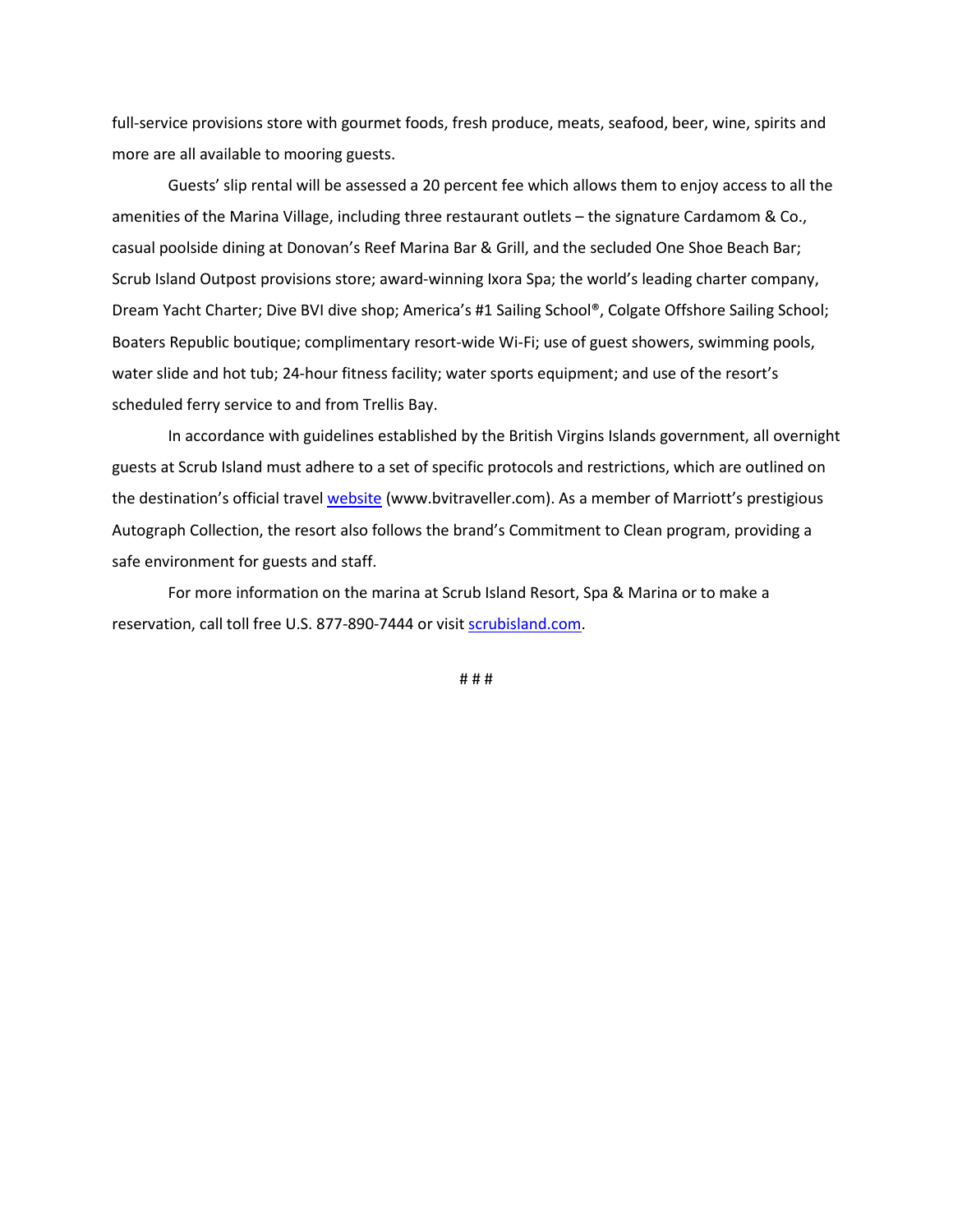full-service provisions store with gourmet foods, fresh produce, meats, seafood, beer, wine, spirits and more are all available to mooring guests.

Guests' slip rental will be assessed a 20 percent fee which allows them to enjoy access to all the amenities of the Marina Village, including three restaurant outlets – the signature Cardamom & Co., casual poolside dining at Donovan's Reef Marina Bar & Grill, and the secluded One Shoe Beach Bar; Scrub Island Outpost provisions store; award-winning Ixora Spa; the world's leading charter company, Dream Yacht Charter; Dive BVI dive shop; America's #1 Sailing School®, Colgate Offshore Sailing School; Boaters Republic boutique; complimentary resort-wide Wi-Fi; use of guest showers, swimming pools, water slide and hot tub; 24-hour fitness facility; water sports equipment; and use of the resort's scheduled ferry service to and from Trellis Bay.

In accordance with guidelines established by the British Virgin Islands government, all overnight guests at Scrub Island must adhere to a set of specific protocols and restrictions, which are outlined on the destination's official travel website (www.bvitraveller.com). As a member of Marriott's prestigious Autograph Collection, the resort also follows the brand's Commitment to Clean program, providing a safe environment for guests and staff.

For more information on the marina at Scrub Island Resort, Spa & Marina or to make a reservation, call toll free U.S. 877-890-7444 or visit scrubisland.com.

# # #